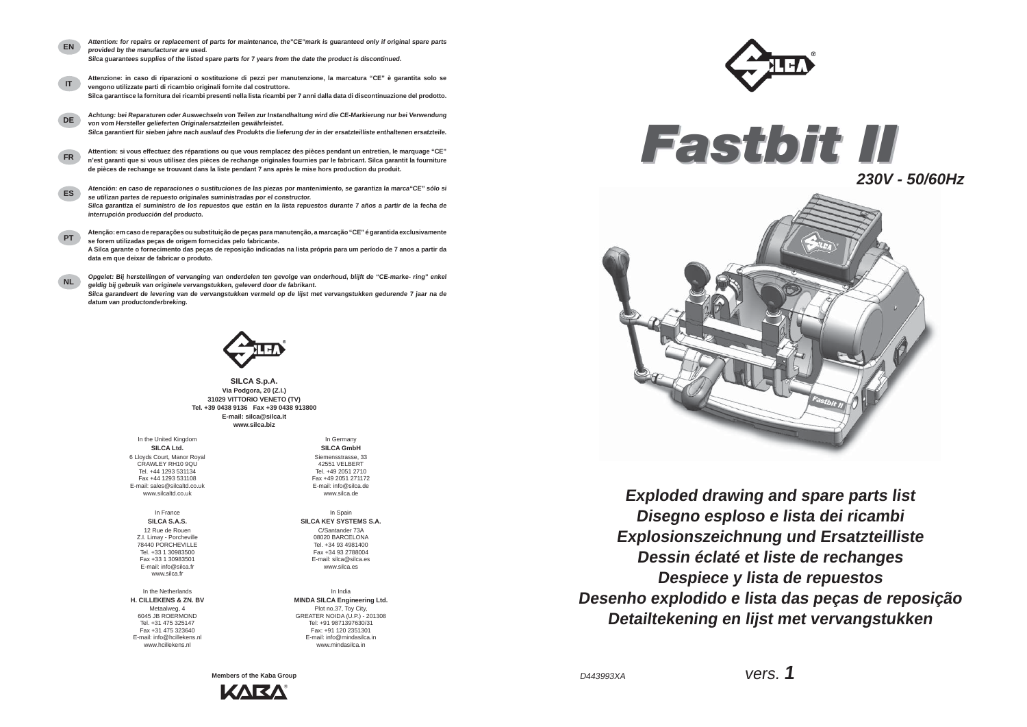**EN**

***Attention: for repairs or replacement of parts for maintenance, the"CE"mark is guaranteed only if original spare parts provided by the manufacturer are used.***
***Silca guarantees supplies of the listed spare parts for 7 years from the date the product is discontinued.***

**IT**

**Attenzione: in caso di riparazioni o sostituzione di pezzi per manutenzione, la marcatura "CE" è garantita solo se vengono utilizzate parti di ricambio originali fornite dal costruttore.**
**Silca garantisce la fornitura dei ricambi presenti nella lista ricambi per 7 anni dalla data di discontinuazione del prodotto.**

**DE**

***Achtung: bei Reparaturen oder Auswechseln von Teilen zur Instandhaltung wird die CE-Markierung nur bei Verwendung von vom Hersteller gelieferten Originalersatzteilen gewährleistet.***
***Silca garantiert für sieben jahre nach auslauf des Produkts die lieferung der in der ersatzteilliste enthaltenen ersatzteile.***

**FR**

**Attention: si vous effectuez des réparations ou que vous remplacez des pièces pendant un entretien, le marquage "CE" n'est garanti que si vous utilisez des pièces de rechange originales fournies par le fabricant. Silca garantit la fourniture de pièces de rechange se trouvant dans la liste pendant 7 ans après le mise hors production du produit.**

**ES**

***Atención: en caso de reparaciones o sustituciones de las piezas por mantenimiento, se garantiza la marca"CE" sólo si se utilizan partes de repuesto originales suministradas por el constructor.***
***Silca garantiza el suministro de los repuestos que están en la lista repuestos durante 7 años a partir de la fecha de interrupción producción del producto.***

**PT**

**Atenção: em caso de reparações ou substituição de peças para manutenção, a marcação "CE" é garantida exclusivamente se forem utilizadas peças de origem fornecidas pelo fabricante.**
**A Silca garante o fornecimento das peças de reposição indicadas na lista própria para um período de 7 anos a partir da data em que deixar de fabricar o produto.**

**NL**

***Opgelet: Bij herstellingen of vervanging van onderdelen ten gevolge van onderhoud, blijft de "CE-marke- ring" enkel geldig bij gebruik van originele vervangstukken, geleverd door de fabrikant.***
***Silca garandeert de levering van de vervangstukken vermeld op de lijst met vervangstukken gedurende 7 jaar na de datum van productonderbreking.***

**SILCA S.p.A.**
**Via Podgora, 20 (Z.I.)**
**31029 VITTORIO VENETO (TV)**
**Tel. +39 0438 9136 Fax +39 0438 913800**
**E-mail: silca@silca.it**
**www.silca.biz**

In the United Kingdom
**SILCA Ltd.**
6 Lloyds Court, Manor Royal
CRAWLEY RH10 9QU
Tel. +44 1293 531134
Fax +44 1293 531108
E-mail: sales@silcaltd.co.uk
www.silcaltd.co.uk

In Germany
**SILCA GmbH**
Siemensstrasse, 33
42551 VELBERT
Tel. +49 2051 2710
Fax +49 2051 271172
E-mail: info@silca.de
www.silca.de

In France
**SILCA S.A.S.**
12 Rue de Rouen
Z.I. Limay - Porcheville
78440 PORCHEVILLE
Tel. +33 1 30983500
Fax +33 1 30983501
E-mail: info@silca.fr
www.silca.fr

In Spain
**SILCA KEY SYSTEMS S.A.**
C/Santander 73A
08020 BARCELONA
Tel. +34 93 4981400
Fax +34 93 2788004
E-mail: silca@silca.es
www.silca.es

In the Netherlands
**H. CILLEKENS & ZN. BV**
Metaalweg, 4
6045 JB ROERMOND
Tel. +31 475 325147
Fax +31 475 323640
E-mail: info@hcillekens.nl
www.hcillekens.nl

In India
**MINDA SILCA Engineering Ltd.**
Plot no.37, Toy City,
GREATER NOIDA (U.P.) - 201308
Tel: +91 9871397630/31
Fax: +91 120 2351301
E-mail: info@mindasilca.in
www.mindasilca.in

**Members of the Kaba Group**

# *Fastbit II*

***230V - 50/60Hz***

## *Exploded drawing and spare parts list*
## *Disegno esploso e lista dei ricambi*
## *Explosionszeichnung und Ersatzteilliste*
## *Dessin éclaté et liste de rechanges*
## *Despiece y lista de repuestos*
## *Desenho explodido e lista das peças de reposição*
## *Detailtekening en lijst met vervangstukken*

*D443993XA* *vers.* ***1***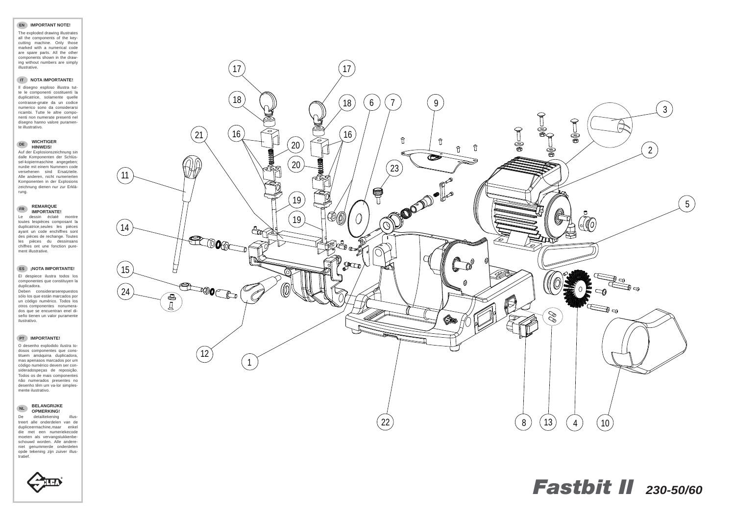**EN** **IMPORTANT NOTE!**

The exploded drawing illustrates all the components of the key-cutting machine. Only those marked with a numerical code are spare parts. All the other components shown in the drawing without numbers are simply illustrative.

**IT** **NOTA IMPORTANTE!**

Il disegno esploso illustra tutte le componenti costituenti la duplicatrice, solamente quelle contrasse-gnate da un codice numerico sono da considerarsi ricambi. Tutte le altre componenti non numerate presenti nel disegno hanno valore puramente illustrativo.

**DE** **WICHTIGER HINWEIS!**

Auf der Explosionszeichnung sin dalle Komponenten der Schlüssel-kopiermaschine angegeben; nurdie mit einem Nummern code versehenen sind Ersatzteile. Alle anderen, nicht numerierten Komponenten in der Explosions zeichnung dienen nur zur Erklärung.

**FR** **REMARQUE IMPORTANTE!**

Le dessin éclaté montre toutes lespièces composant la duplicatrice,seules les pièces ayant un code enchiffres sont des pièces de rechange. Toutes les pièces du dessinsans chiffres ont une fonction purement illustrative.

**ES** **¡NOTA IMPORTANTE!**

El despiece ilustra todos los componentes que constituyen la duplicadora.
Deben considerarserepuestos sólo los que están marcados por un código numérico. Todos los otros componentes nonumerados que se encuentran enel diseño tienen un valor puramente ilustrativo.

**PT** **IMPORTANTE!**

O desenho explodido ilustra todosos componentes que constituem amáquina duplicadora, mas apenasos marcados por um código numérico devem ser consideradospeças de reposição. Todos os de mais componentes não numerados presentes no desenho têm um va-lor simplesmente ilustrativo.

**NL** **BELANGRIJKE OPMERKING!**

De detailtekening illustreert alle onderdelen van de dupliceermachine,maar enkel die met een numeriekecode moeten als vervangstukkenbeschouwd worden. Alle andere-niet genummerde onderdelen opde tekening zijn zuiver illustratief.

# Fastbit II 230-50/60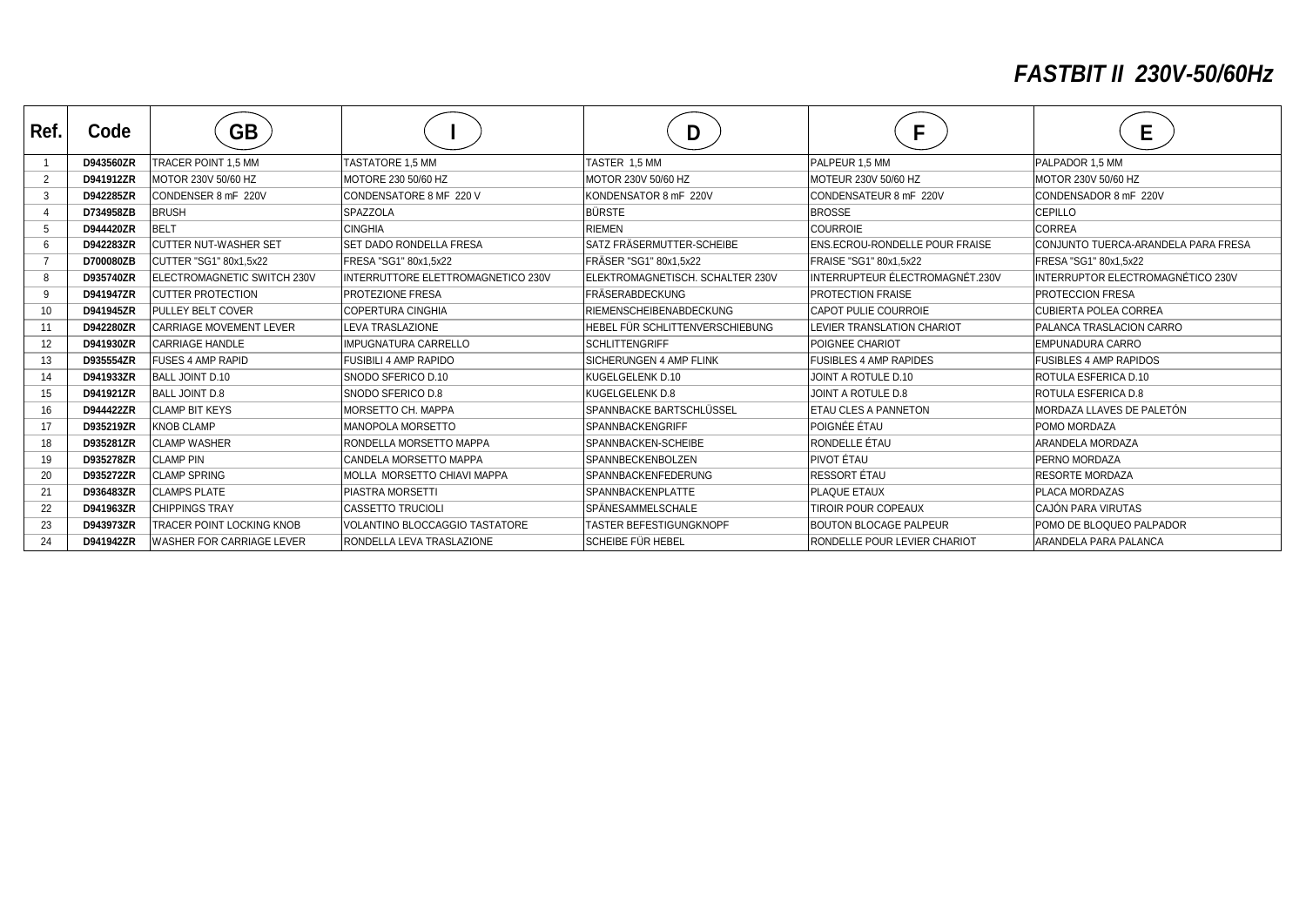# *FASTBIT II 230V-50/60Hz*

| Ref. | Code | GB | I | D | F | E |
|---|---|---|---|---|---|---|
| 1 | **D943560ZR** | TRACER POINT 1,5 MM | TASTATORE 1,5 MM | TASTER 1,5 MM | PALPEUR 1,5 MM | PALPADOR 1,5 MM |
| 2 | **D941912ZR** | MOTOR 230V 50/60 HZ | MOTORE 230 50/60 HZ | MOTOR 230V 50/60 HZ | MOTEUR 230V 50/60 HZ | MOTOR 230V 50/60 HZ |
| 3 | **D942285ZR** | CONDENSER 8 mF 220V | CONDENSATORE 8 MF 220 V | KONDENSATOR 8 mF 220V | CONDENSATEUR 8 mF 220V | CONDENSADOR 8 mF 220V |
| 4 | **D734958ZB** | BRUSH | SPAZZOLA | BÜRSTE | BROSSE | CEPILLO |
| 5 | **D944420ZR** | BELT | CINGHIA | RIEMEN | COURROIE | CORREA |
| 6 | **D942283ZR** | CUTTER NUT-WASHER SET | SET DADO RONDELLA FRESA | SATZ FRÄSERMUTTER-SCHEIBE | ENS.ECROU-RONDELLE POUR FRAISE | CONJUNTO TUERCA-ARANDELA PARA FRESA |
| 7 | **D700080ZB** | CUTTER "SG1" 80x1,5x22 | FRESA "SG1" 80x1,5x22 | FRÄSER "SG1" 80x1,5x22 | FRAISE "SG1" 80x1,5x22 | FRESA "SG1" 80x1,5x22 |
| 8 | **D935740ZR** | ELECTROMAGNETIC SWITCH 230V | INTERRUTTORE ELETTROMAGNETICO 230V | ELEKTROMAGNETISCH. SCHALTER 230V | INTERRUPTEUR ÉLECTROMAGNÉT.230V | INTERRUPTOR ELECTROMAGNÉTICO 230V |
| 9 | **D941947ZR** | CUTTER PROTECTION | PROTEZIONE FRESA | FRÄSERABDECKUNG | PROTECTION FRAISE | PROTECCION FRESA |
| 10 | **D941945ZR** | PULLEY BELT COVER | COPERTURA CINGHIA | RIEMENSCHEIBENABDECKUNG | CAPOT PULIE COURROIE | CUBIERTA POLEA CORREA |
| 11 | **D942280ZR** | CARRIAGE MOVEMENT LEVER | LEVA TRASLAZIONE | HEBEL FÜR SCHLITTENVERSCHIEBUNG | LEVIER TRANSLATION CHARIOT | PALANCA TRASLACION CARRO |
| 12 | **D941930ZR** | CARRIAGE HANDLE | IMPUGNATURA CARRELLO | SCHLITTENGRIFF | POIGNEE CHARIOT | EMPUNADURA CARRO |
| 13 | **D935554ZR** | FUSES 4 AMP RAPID | FUSIBILI 4 AMP RAPIDO | SICHERUNGEN 4 AMP FLINK | FUSIBLES 4 AMP RAPIDES | FUSIBLES 4 AMP RAPIDOS |
| 14 | **D941933ZR** | BALL JOINT D.10 | SNODO SFERICO D.10 | KUGELGELENK D.10 | JOINT A ROTULE D.10 | ROTULA ESFERICA D.10 |
| 15 | **D941921ZR** | BALL JOINT D.8 | SNODO SFERICO D.8 | KUGELGELENK D.8 | JOINT A ROTULE D.8 | ROTULA ESFERICA D.8 |
| 16 | **D944422ZR** | CLAMP BIT KEYS | MORSETTO CH. MAPPA | SPANNBACKE BARTSCHLÜSSEL | ETAU CLES A PANNETON | MORDAZA LLAVES DE PALETÓN |
| 17 | **D935219ZR** | KNOB CLAMP | MANOPOLA MORSETTO | SPANNBACKENGRIFF | POIGNÉE ÉTAU | POMO MORDAZA |
| 18 | **D935281ZR** | CLAMP WASHER | RONDELLA MORSETTO MAPPA | SPANNBACKEN-SCHEIBE | RONDELLE ÉTAU | ARANDELA MORDAZA |
| 19 | **D935278ZR** | CLAMP PIN | CANDELA MORSETTO MAPPA | SPANNBECKENBOLZEN | PIVOT ÉTAU | PERNO MORDAZA |
| 20 | **D935272ZR** | CLAMP SPRING | MOLLA MORSETTO CHIAVI MAPPA | SPANNBACKENFEDERUNG | RESSORT ÉTAU | RESORTE MORDAZA |
| 21 | **D936483ZR** | CLAMPS PLATE | PIASTRA MORSETTI | SPANNBACKENPLATTE | PLAQUE ETAUX | PLACA MORDAZAS |
| 22 | **D941963ZR** | CHIPPINGS TRAY | CASSETTO TRUCIOLI | SPÄNESAMMELSCHALE | TIROIR POUR COPEAUX | CAJÓN PARA VIRUTAS |
| 23 | **D943973ZR** | TRACER POINT LOCKING KNOB | VOLANTINO BLOCCAGGIO TASTATORE | TASTER BEFESTIGUNGKNOPF | BOUTON BLOCAGE PALPEUR | POMO DE BLOQUEO PALPADOR |
| 24 | **D941942ZR** | WASHER FOR CARRIAGE LEVER | RONDELLA LEVA TRASLAZIONE | SCHEIBE FÜR HEBEL | RONDELLE POUR LEVIER CHARIOT | ARANDELA PARA PALANCA |